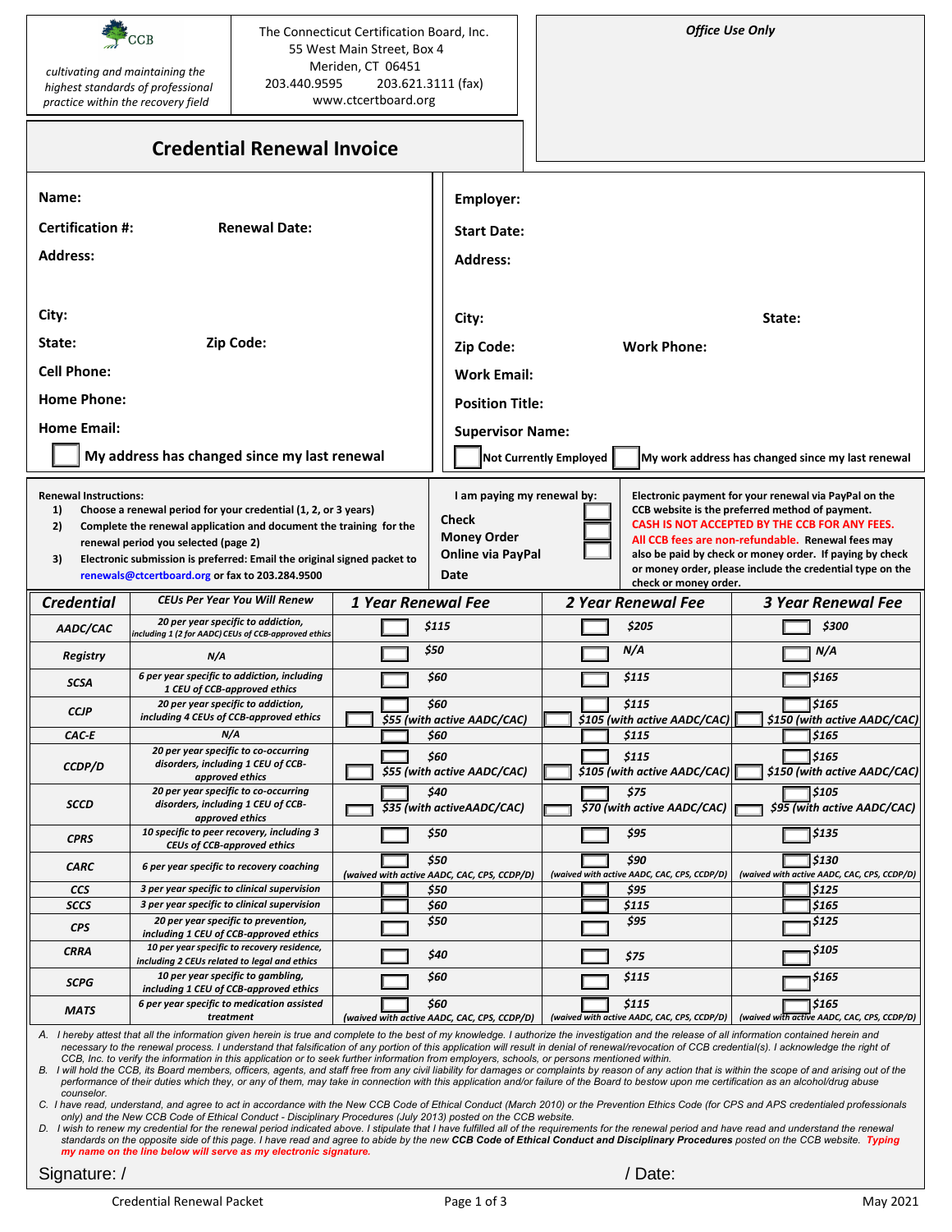CCB

*cultivating and maintaining the highest standards of professional practice within the recovery field*

The Connecticut Certification Board, Inc.
55 West Main Street, Box 4
Meriden, CT 06451
203.440.9595 203.621.3111 (fax)
www.ctcertboard.org

***Office Use Only***

# Credential Renewal Invoice

**Name:**

**Certification #:** **Renewal Date:**

**Address:**

**City:**

**State:** **Zip Code:**

**Cell Phone:**

**Home Phone:**

**Home Email:**

☐ **My address has changed since my last renewal**

**Employer:**

**Start Date:**

**Address:**

**City:** **State:**

**Zip Code:** **Work Phone:**

**Work Email:**

**Position Title:**

**Supervisor Name:**

☐ **Not Currently Employed** ☐ **My work address has changed since my last renewal**

**Renewal Instructions:**

1) **Choose a renewal period for your credential (1, 2, or 3 years)**
2) **Complete the renewal application and document the training for the renewal period you selected (page 2)**
3) **Electronic submission is preferred: Email the original signed packet to renewals@ctcertboard.org or fax to 203.284.9500**

**I am paying my renewal by:**

**Check** ☐
**Money Order** ☐
**Online via PayPal** ☐
**Date**

**Electronic payment for your renewal via PayPal on the CCB website is the preferred method of payment.** **CASH IS NOT ACCEPTED BY THE CCB FOR ANY FEES.** **All CCB fees are non-refundable.** **Renewal fees may also be paid by check or money order. If paying by check or money order, please include the credential type on the check or money order.**

| *Credential* | *CEUs Per Year You Will Renew* | *1 Year Renewal Fee* | *2 Year Renewal Fee* | *3 Year Renewal Fee* |
|---|---|---|---|---|
| AADC/CAC | 20 per year specific to addiction, including 1 (2 for AADC) CEUs of CCB-approved ethics | ☐ $115 | ☐ $205 | ☐ $300 |
| Registry | N/A | ☐ $50 | ☐ N/A | ☐ N/A |
| SCSA | 6 per year specific to addiction, including 1 CEU of CCB-approved ethics | ☐ $60 | ☐ $115 | ☐ $165 |
| CCJP | 20 per year specific to addiction, including 4 CEUs of CCB-approved ethics | ☐ $60<br>☐ $55 (with active AADC/CAC) | ☐ $115<br>☐ $105 (with active AADC/CAC) | ☐ $165<br>☐ $150 (with active AADC/CAC) |
| CAC-E | N/A | $60 | $115 | ☐ $165 |
| CCDP/D | 20 per year specific to co-occurring disorders, including 1 CEU of CCB-approved ethics | ☐ $60<br>☐ $55 (with active AADC/CAC) | ☐ $115<br>☐ $105 (with active AADC/CAC) | ☐ $165<br>☐ $150 (with active AADC/CAC) |
| SCCD | 20 per year specific to co-occurring disorders, including 1 CEU of CCB-approved ethics | ☐ $40<br>☐ $35 (with activeAADC/CAC) | ☐ $75<br>☐ $70 (with active AADC/CAC) | ☐ $105<br>☐ $95 (with active AADC/CAC) |
| CPRS | 10 specific to peer recovery, including 3 CEUs of CCB-approved ethics | ☐ $50 | ☐ $95 | ☐ $135 |
| CARC | 6 per year specific to recovery coaching | ☐ $50<br>(waived with active AADC, CAC, CPS, CCDP/D) | ☐ $90<br>(waived with active AADC, CAC, CPS, CCDP/D) | ☐ $130<br>(waived with active AADC, CAC, CPS, CCDP/D) |
| CCS | 3 per year specific to clinical supervision | ☐ $50 | ☐ $95 | ☐ $125 |
| SCCS | 3 per year specific to clinical supervision | ☐ $60 | ☐ $115 | ☐ $165 |
| CPS | 20 per year specific to prevention, including 1 CEU of CCB-approved ethics | ☐ $50 | ☐ $95 | ☐ $125 |
| CRRA | 10 per year specific to recovery residence, including 2 CEUs related to legal and ethics | ☐ $40 | ☐ $75 | ☐ $105 |
| SCPG | 10 per year specific to gambling, including 1 CEU of CCB-approved ethics | ☐ $60 | ☐ $115 | ☐ $165 |
| MATS | 6 per year specific to medication assisted treatment | ☐ $60<br>(waived with active AADC, CAC, CPS, CCDP/D) | ☐ $115<br>(waived with active AADC, CAC, CPS, CCDP/D) | ☐ $165<br>(waived with active AADC, CAC, CPS, CCDP/D) |

*A. I hereby attest that all the information given herein is true and complete to the best of my knowledge. I authorize the investigation and the release of all information contained herein and necessary to the renewal process. I understand that falsification of any portion of this application will result in denial of renewal/revocation of CCB credential(s). I acknowledge the right of CCB, Inc. to verify the information in this application or to seek further information from employers, schools, or persons mentioned within.*

*B. I will hold the CCB, its Board members, officers, agents, and staff free from any civil liability for damages or complaints by reason of any action that is within the scope of and arising out of the performance of their duties which they, or any of them, may take in connection with this application and/or failure of the Board to bestow upon me certification as an alcohol/drug abuse counselor.*

*C. I have read, understand, and agree to act in accordance with the New CCB Code of Ethical Conduct (March 2010) or the Prevention Ethics Code (for CPS and APS credentialed professionals only) and the New CCB Code of Ethical Conduct - Disciplinary Procedures (July 2013) posted on the CCB website.*

*D. I wish to renew my credential for the renewal period indicated above. I stipulate that I have fulfilled all of the requirements for the renewal period and have read and understand the renewal standards on the opposite side of this page. I have read and agree to abide by the new **CCB Code of Ethical Conduct and Disciplinary Procedures** posted on the CCB website. **Typing my name on the line below will serve as my electronic signature.***

Signature: / / Date: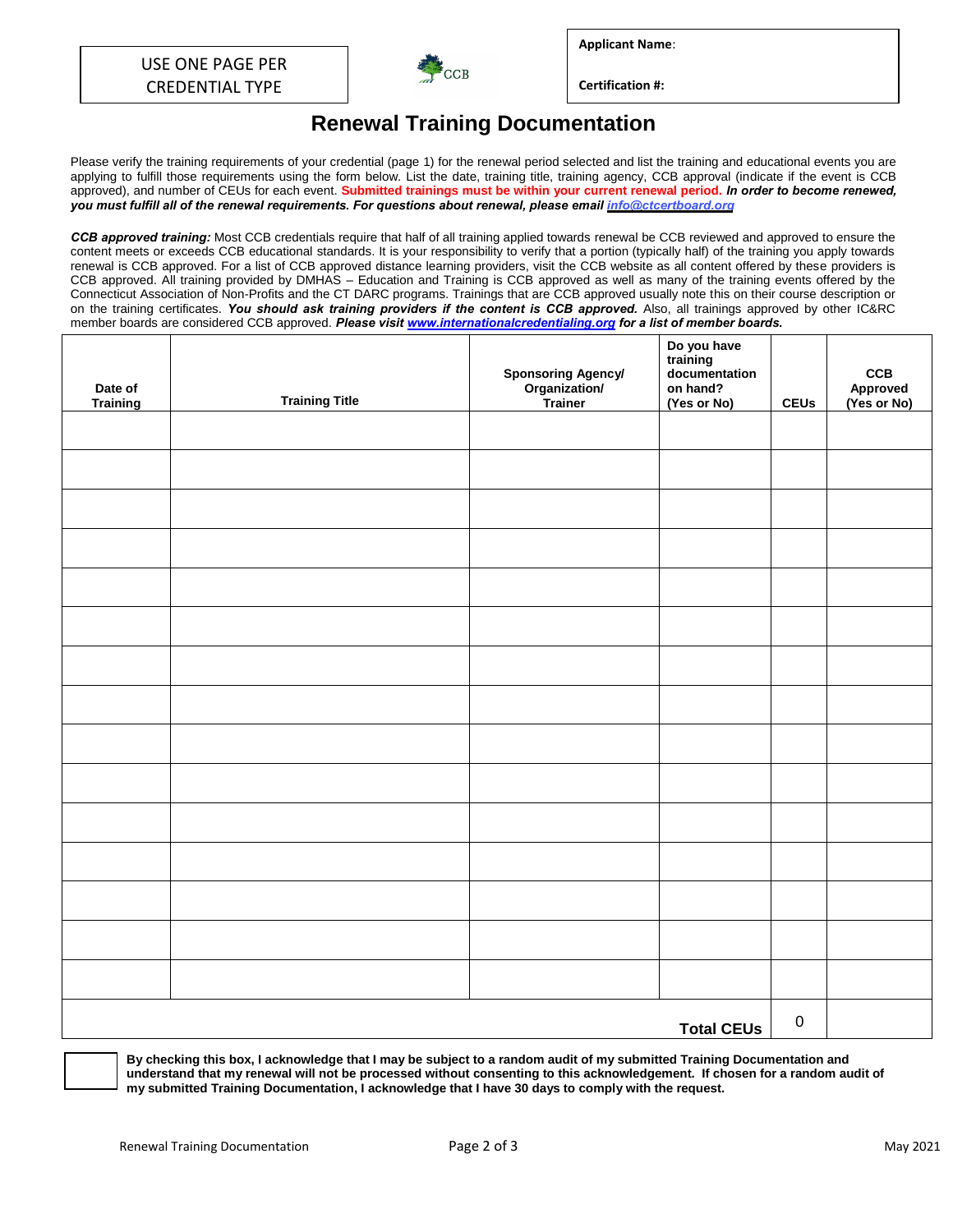USE ONE PAGE PER CREDENTIAL TYPE

CCB

**Applicant Name**:

**Certification #:**

# Renewal Training Documentation

Please verify the training requirements of your credential (page 1) for the renewal period selected and list the training and educational events you are applying to fulfill those requirements using the form below. List the date, training title, training agency, CCB approval (indicate if the event is CCB approved), and number of CEUs for each event. **Submitted trainings must be within your current renewal period.** ***In order to become renewed, you must fulfill all of the renewal requirements. For questions about renewal, please email info@ctcertboard.org***

***CCB approved training:*** Most CCB credentials require that half of all training applied towards renewal be CCB reviewed and approved to ensure the content meets or exceeds CCB educational standards. It is your responsibility to verify that a portion (typically half) of the training you apply towards renewal is CCB approved. For a list of CCB approved distance learning providers, visit the CCB website as all content offered by these providers is CCB approved. All training provided by DMHAS – Education and Training is CCB approved as well as many of the training events offered by the Connecticut Association of Non-Profits and the CT DARC programs. Trainings that are CCB approved usually note this on their course description or on the training certificates. ***You should ask training providers if the content is CCB approved.*** Also, all trainings approved by other IC&RC member boards are considered CCB approved. ***Please visit www.internationalcredentialing.org for a list of member boards.***

| Date of Training | Training Title | Sponsoring Agency/ Organization/ Trainer | Do you have training documentation on hand? (Yes or No) | CEUs | CCB Approved (Yes or No) |
|---|---|---|---|---|---|
| | | | | | |
| | | | | | |
| | | | | | |
| | | | | | |
| | | | | | |
| | | | | | |
| | | | | | |
| | | | | | |
| | | | | | |
| | | | | | |
| | | | | | |
| | | | | | |
| | | | | | |
| | | | | | |
| | | | | | |
| | | | **Total CEUs** | 0 | |

☐ **By checking this box, I acknowledge that I may be subject to a random audit of my submitted Training Documentation and understand that my renewal will not be processed without consenting to this acknowledgement. If chosen for a random audit of my submitted Training Documentation, I acknowledge that I have 30 days to comply with the request.**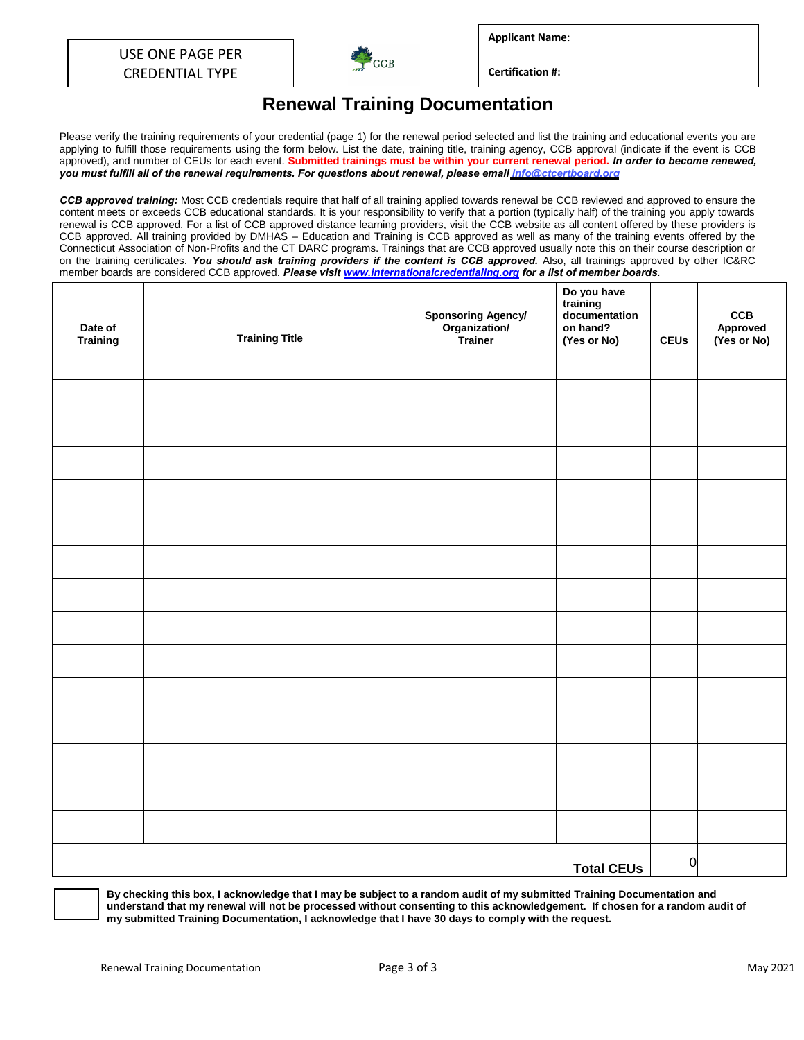USE ONE PAGE PER CREDENTIAL TYPE

**Applicant Name**:

**Certification #:**

# Renewal Training Documentation

Please verify the training requirements of your credential (page 1) for the renewal period selected and list the training and educational events you are applying to fulfill those requirements using the form below. List the date, training title, training agency, CCB approval (indicate if the event is CCB approved), and number of CEUs for each event. **Submitted trainings must be within your current renewal period.** ***In order to become renewed, you must fulfill all of the renewal requirements. For questions about renewal, please email info@ctcertboard.org***

***CCB approved training:*** Most CCB credentials require that half of all training applied towards renewal be CCB reviewed and approved to ensure the content meets or exceeds CCB educational standards. It is your responsibility to verify that a portion (typically half) of the training you apply towards renewal is CCB approved. For a list of CCB approved distance learning providers, visit the CCB website as all content offered by these providers is CCB approved. All training provided by DMHAS – Education and Training is CCB approved as well as many of the training events offered by the Connecticut Association of Non-Profits and the CT DARC programs. Trainings that are CCB approved usually note this on their course description or on the training certificates. ***You should ask training providers if the content is CCB approved.*** Also, all trainings approved by other IC&RC member boards are considered CCB approved. ***Please visit www.internationalcredentialing.org for a list of member boards.***

| Date of Training | Training Title | Sponsoring Agency/ Organization/ Trainer | Do you have training documentation on hand? (Yes or No) | CEUs | CCB Approved (Yes or No) |
|---|---|---|---|---|---|
| | | | | | |
| | | | | | |
| | | | | | |
| | | | | | |
| | | | | | |
| | | | | | |
| | | | | | |
| | | | | | |
| | | | | | |
| | | | | | |
| | | | | | |
| | | | | | |
| | | | | | |
| | | | | | |
| | | | | | |
| | | | **Total CEUs** | 0 | |

☐ **By checking this box, I acknowledge that I may be subject to a random audit of my submitted Training Documentation and understand that my renewal will not be processed without consenting to this acknowledgement. If chosen for a random audit of my submitted Training Documentation, I acknowledge that I have 30 days to comply with the request.**

Renewal Training Documentation May 2021